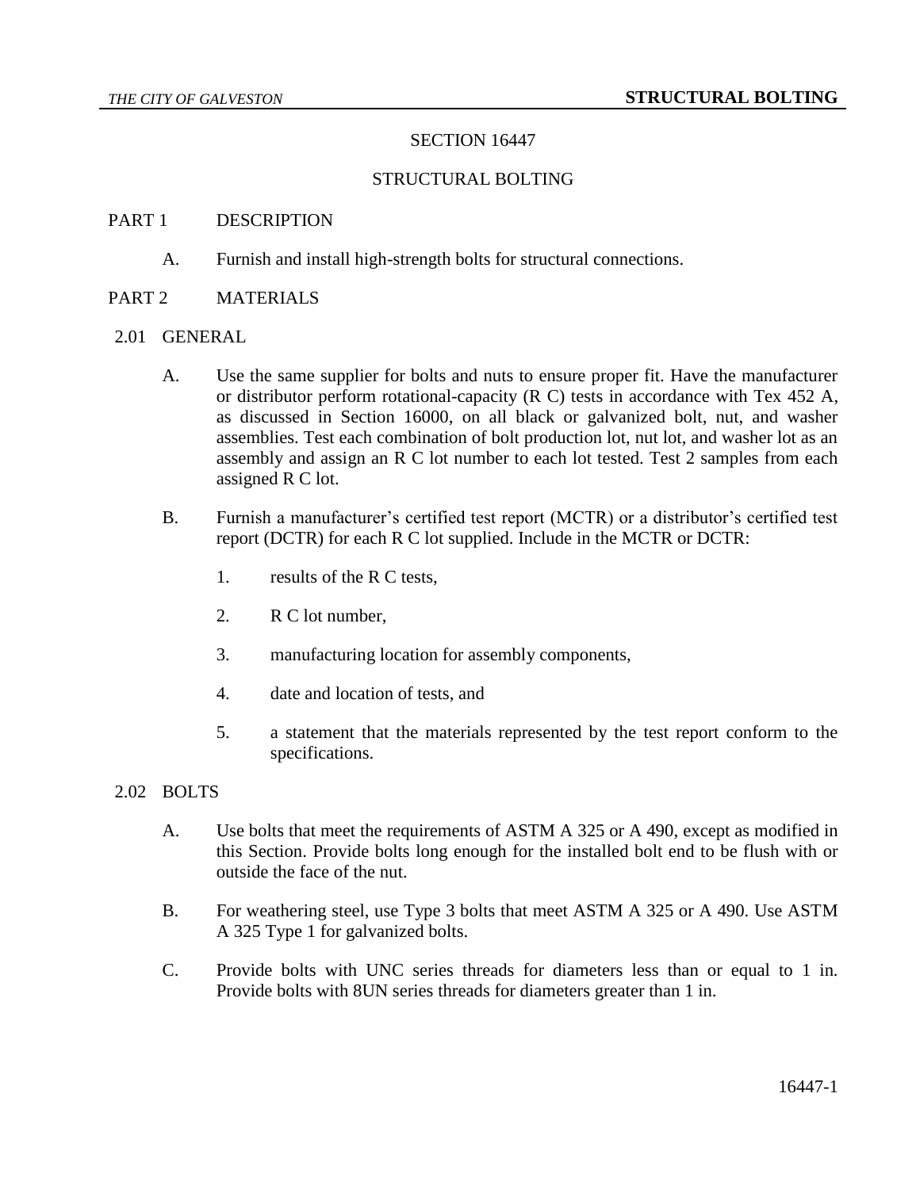# SECTION 16447

## STRUCTURAL BOLTING

## PART 1 DESCRIPTION

A. Furnish and install high-strength bolts for structural connections.

## PART 2 MATERIALS

### 2.01 GENERAL

A. Use the same supplier for bolts and nuts to ensure proper fit. Have the manufacturer or distributor perform rotational-capacity (R C) tests in accordance with Tex 452 A, as discussed in Section 16000, on all black or galvanized bolt, nut, and washer assemblies. Test each combination of bolt production lot, nut lot, and washer lot as an assembly and assign an R C lot number to each lot tested. Test 2 samples from each assigned R C lot.

B. Furnish a manufacturer's certified test report (MCTR) or a distributor's certified test report (DCTR) for each R C lot supplied. Include in the MCTR or DCTR:

1. results of the R C tests,
2. R C lot number,
3. manufacturing location for assembly components,
4. date and location of tests, and
5. a statement that the materials represented by the test report conform to the specifications.

### 2.02 BOLTS

A. Use bolts that meet the requirements of ASTM A 325 or A 490, except as modified in this Section. Provide bolts long enough for the installed bolt end to be flush with or outside the face of the nut.

B. For weathering steel, use Type 3 bolts that meet ASTM A 325 or A 490. Use ASTM A 325 Type 1 for galvanized bolts.

C. Provide bolts with UNC series threads for diameters less than or equal to 1 in. Provide bolts with 8UN series threads for diameters greater than 1 in.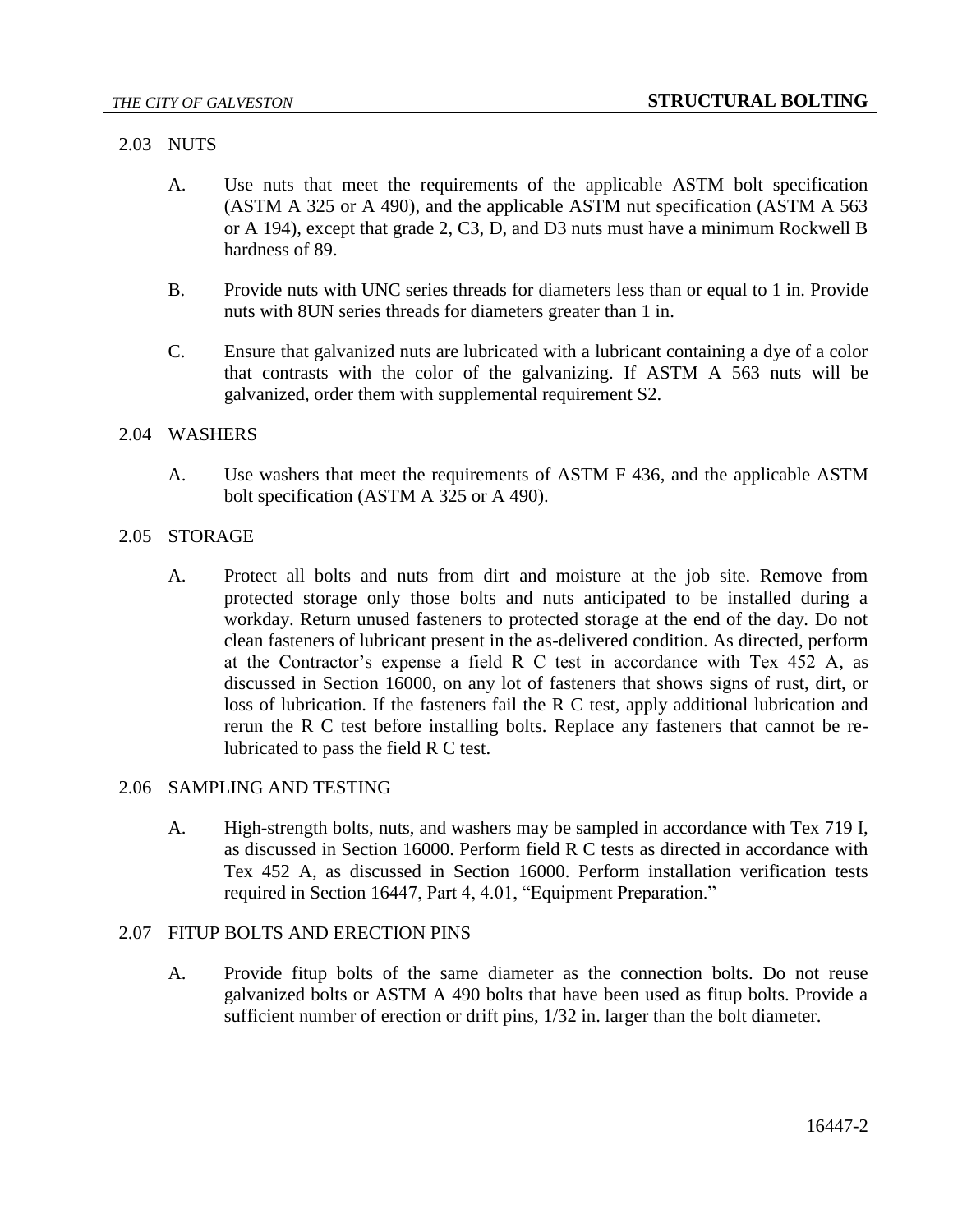## 2.03 NUTS

A. Use nuts that meet the requirements of the applicable ASTM bolt specification (ASTM A 325 or A 490), and the applicable ASTM nut specification (ASTM A 563 or A 194), except that grade 2, C3, D, and D3 nuts must have a minimum Rockwell B hardness of 89.

B. Provide nuts with UNC series threads for diameters less than or equal to 1 in. Provide nuts with 8UN series threads for diameters greater than 1 in.

C. Ensure that galvanized nuts are lubricated with a lubricant containing a dye of a color that contrasts with the color of the galvanizing. If ASTM A 563 nuts will be galvanized, order them with supplemental requirement S2.

## 2.04 WASHERS

A. Use washers that meet the requirements of ASTM F 436, and the applicable ASTM bolt specification (ASTM A 325 or A 490).

## 2.05 STORAGE

A. Protect all bolts and nuts from dirt and moisture at the job site. Remove from protected storage only those bolts and nuts anticipated to be installed during a workday. Return unused fasteners to protected storage at the end of the day. Do not clean fasteners of lubricant present in the as-delivered condition. As directed, perform at the Contractor's expense a field R C test in accordance with Tex 452 A, as discussed in Section 16000, on any lot of fasteners that shows signs of rust, dirt, or loss of lubrication. If the fasteners fail the R C test, apply additional lubrication and rerun the R C test before installing bolts. Replace any fasteners that cannot be re-lubricated to pass the field R C test.

## 2.06 SAMPLING AND TESTING

A. High-strength bolts, nuts, and washers may be sampled in accordance with Tex 719 I, as discussed in Section 16000. Perform field R C tests as directed in accordance with Tex 452 A, as discussed in Section 16000. Perform installation verification tests required in Section 16447, Part 4, 4.01, "Equipment Preparation."

## 2.07 FITUP BOLTS AND ERECTION PINS

A. Provide fitup bolts of the same diameter as the connection bolts. Do not reuse galvanized bolts or ASTM A 490 bolts that have been used as fitup bolts. Provide a sufficient number of erection or drift pins, 1/32 in. larger than the bolt diameter.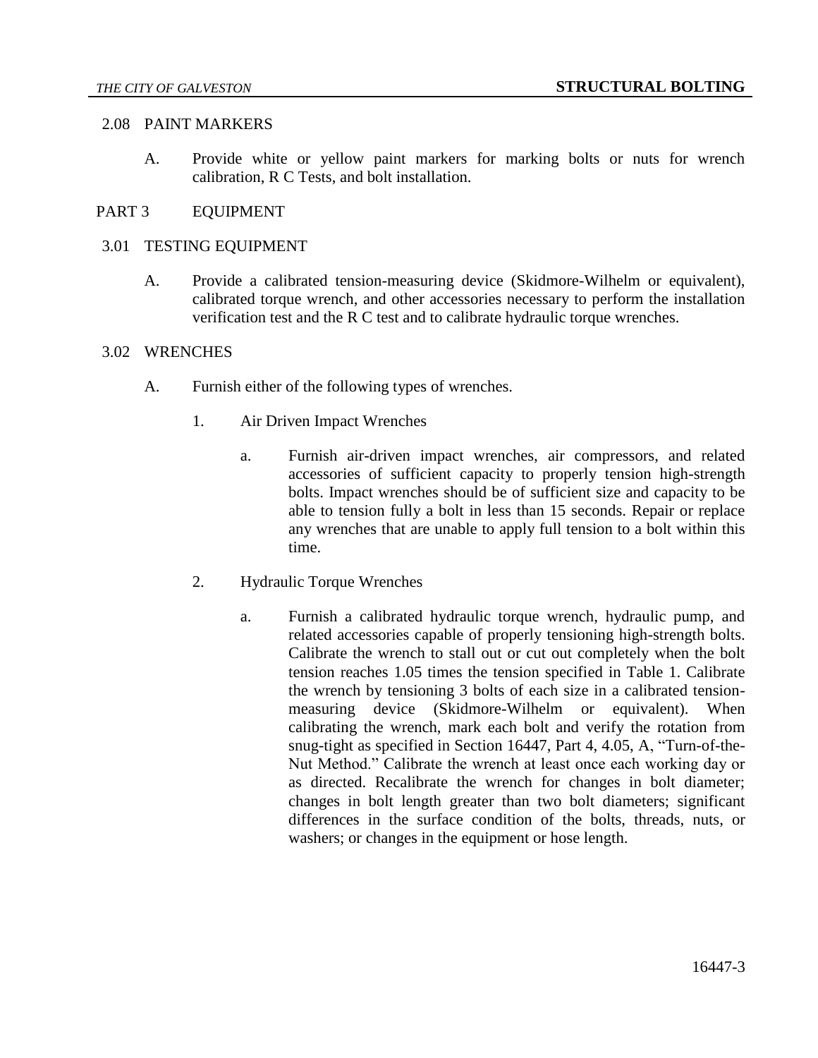## 2.08 PAINT MARKERS

A. Provide white or yellow paint markers for marking bolts or nuts for wrench calibration, R C Tests, and bolt installation.

# PART 3 EQUIPMENT

## 3.01 TESTING EQUIPMENT

A. Provide a calibrated tension-measuring device (Skidmore-Wilhelm or equivalent), calibrated torque wrench, and other accessories necessary to perform the installation verification test and the R C test and to calibrate hydraulic torque wrenches.

## 3.02 WRENCHES

A. Furnish either of the following types of wrenches.

1. Air Driven Impact Wrenches

   a. Furnish air-driven impact wrenches, air compressors, and related accessories of sufficient capacity to properly tension high-strength bolts. Impact wrenches should be of sufficient size and capacity to be able to tension fully a bolt in less than 15 seconds. Repair or replace any wrenches that are unable to apply full tension to a bolt within this time.

2. Hydraulic Torque Wrenches

   a. Furnish a calibrated hydraulic torque wrench, hydraulic pump, and related accessories capable of properly tensioning high-strength bolts. Calibrate the wrench to stall out or cut out completely when the bolt tension reaches 1.05 times the tension specified in Table 1. Calibrate the wrench by tensioning 3 bolts of each size in a calibrated tension-measuring device (Skidmore-Wilhelm or equivalent). When calibrating the wrench, mark each bolt and verify the rotation from snug-tight as specified in Section 16447, Part 4, 4.05, A, "Turn-of-the-Nut Method." Calibrate the wrench at least once each working day or as directed. Recalibrate the wrench for changes in bolt diameter; changes in bolt length greater than two bolt diameters; significant differences in the surface condition of the bolts, threads, nuts, or washers; or changes in the equipment or hose length.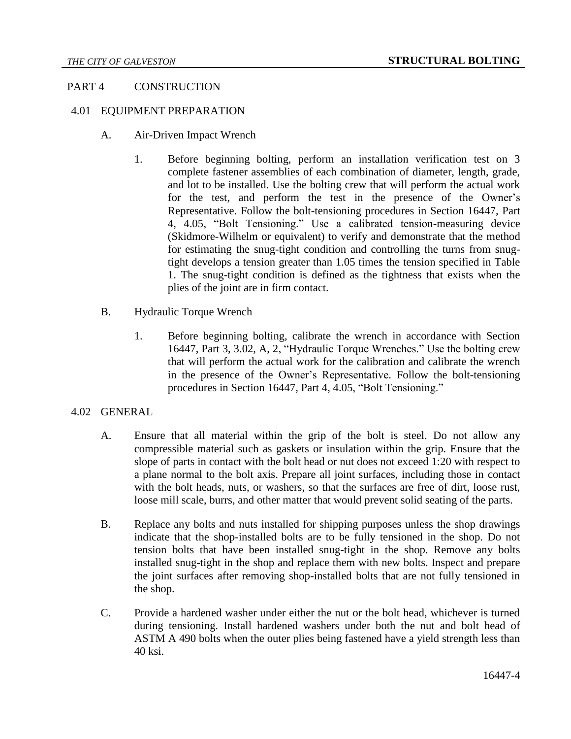## PART 4 CONSTRUCTION

### 4.01 EQUIPMENT PREPARATION

A. Air-Driven Impact Wrench

1. Before beginning bolting, perform an installation verification test on 3 complete fastener assemblies of each combination of diameter, length, grade, and lot to be installed. Use the bolting crew that will perform the actual work for the test, and perform the test in the presence of the Owner's Representative. Follow the bolt-tensioning procedures in Section 16447, Part 4, 4.05, "Bolt Tensioning." Use a calibrated tension-measuring device (Skidmore-Wilhelm or equivalent) to verify and demonstrate that the method for estimating the snug-tight condition and controlling the turns from snug-tight develops a tension greater than 1.05 times the tension specified in Table 1. The snug-tight condition is defined as the tightness that exists when the plies of the joint are in firm contact.

B. Hydraulic Torque Wrench

1. Before beginning bolting, calibrate the wrench in accordance with Section 16447, Part 3, 3.02, A, 2, "Hydraulic Torque Wrenches." Use the bolting crew that will perform the actual work for the calibration and calibrate the wrench in the presence of the Owner's Representative. Follow the bolt-tensioning procedures in Section 16447, Part 4, 4.05, "Bolt Tensioning."

### 4.02 GENERAL

A. Ensure that all material within the grip of the bolt is steel. Do not allow any compressible material such as gaskets or insulation within the grip. Ensure that the slope of parts in contact with the bolt head or nut does not exceed 1:20 with respect to a plane normal to the bolt axis. Prepare all joint surfaces, including those in contact with the bolt heads, nuts, or washers, so that the surfaces are free of dirt, loose rust, loose mill scale, burrs, and other matter that would prevent solid seating of the parts.

B. Replace any bolts and nuts installed for shipping purposes unless the shop drawings indicate that the shop-installed bolts are to be fully tensioned in the shop. Do not tension bolts that have been installed snug-tight in the shop. Remove any bolts installed snug-tight in the shop and replace them with new bolts. Inspect and prepare the joint surfaces after removing shop-installed bolts that are not fully tensioned in the shop.

C. Provide a hardened washer under either the nut or the bolt head, whichever is turned during tensioning. Install hardened washers under both the nut and bolt head of ASTM A 490 bolts when the outer plies being fastened have a yield strength less than 40 ksi.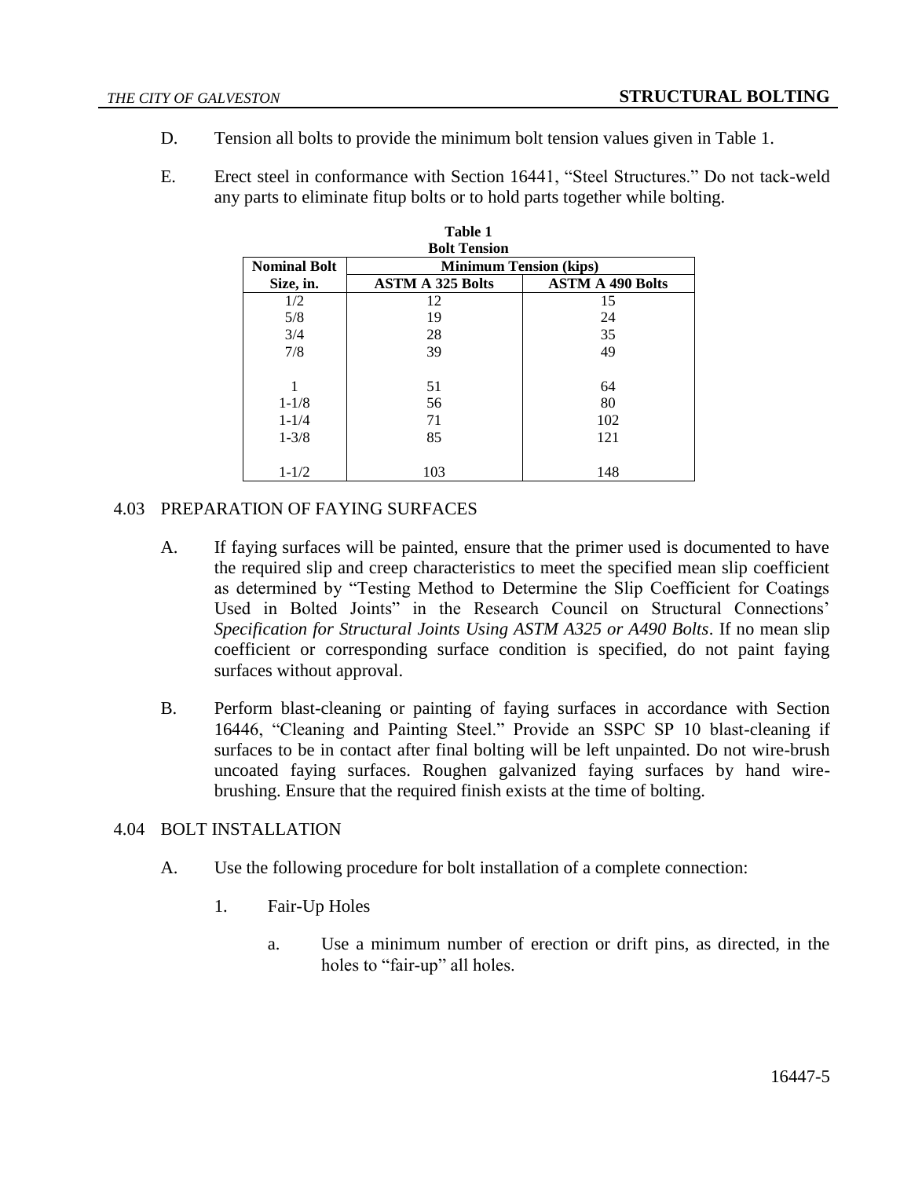D. Tension all bolts to provide the minimum bolt tension values given in Table 1.

E. Erect steel in conformance with Section 16441, "Steel Structures." Do not tack-weld any parts to eliminate fitup bolts or to hold parts together while bolting.

**Table 1**
**Bolt Tension**

| Nominal Bolt Size, in. | Minimum Tension (kips) | |
|---|---|---|
| | ASTM A 325 Bolts | ASTM A 490 Bolts |
| 1/2 | 12 | 15 |
| 5/8 | 19 | 24 |
| 3/4 | 28 | 35 |
| 7/8 | 39 | 49 |
| 1 | 51 | 64 |
| 1-1/8 | 56 | 80 |
| 1-1/4 | 71 | 102 |
| 1-3/8 | 85 | 121 |
| 1-1/2 | 103 | 148 |

## 4.03 PREPARATION OF FAYING SURFACES

A. If faying surfaces will be painted, ensure that the primer used is documented to have the required slip and creep characteristics to meet the specified mean slip coefficient as determined by "Testing Method to Determine the Slip Coefficient for Coatings Used in Bolted Joints" in the Research Council on Structural Connections' *Specification for Structural Joints Using ASTM A325 or A490 Bolts*. If no mean slip coefficient or corresponding surface condition is specified, do not paint faying surfaces without approval.

B. Perform blast-cleaning or painting of faying surfaces in accordance with Section 16446, "Cleaning and Painting Steel." Provide an SSPC SP 10 blast-cleaning if surfaces to be in contact after final bolting will be left unpainted. Do not wire-brush uncoated faying surfaces. Roughen galvanized faying surfaces by hand wire-brushing. Ensure that the required finish exists at the time of bolting.

## 4.04 BOLT INSTALLATION

A. Use the following procedure for bolt installation of a complete connection:

1. Fair-Up Holes

   a. Use a minimum number of erection or drift pins, as directed, in the holes to "fair-up" all holes.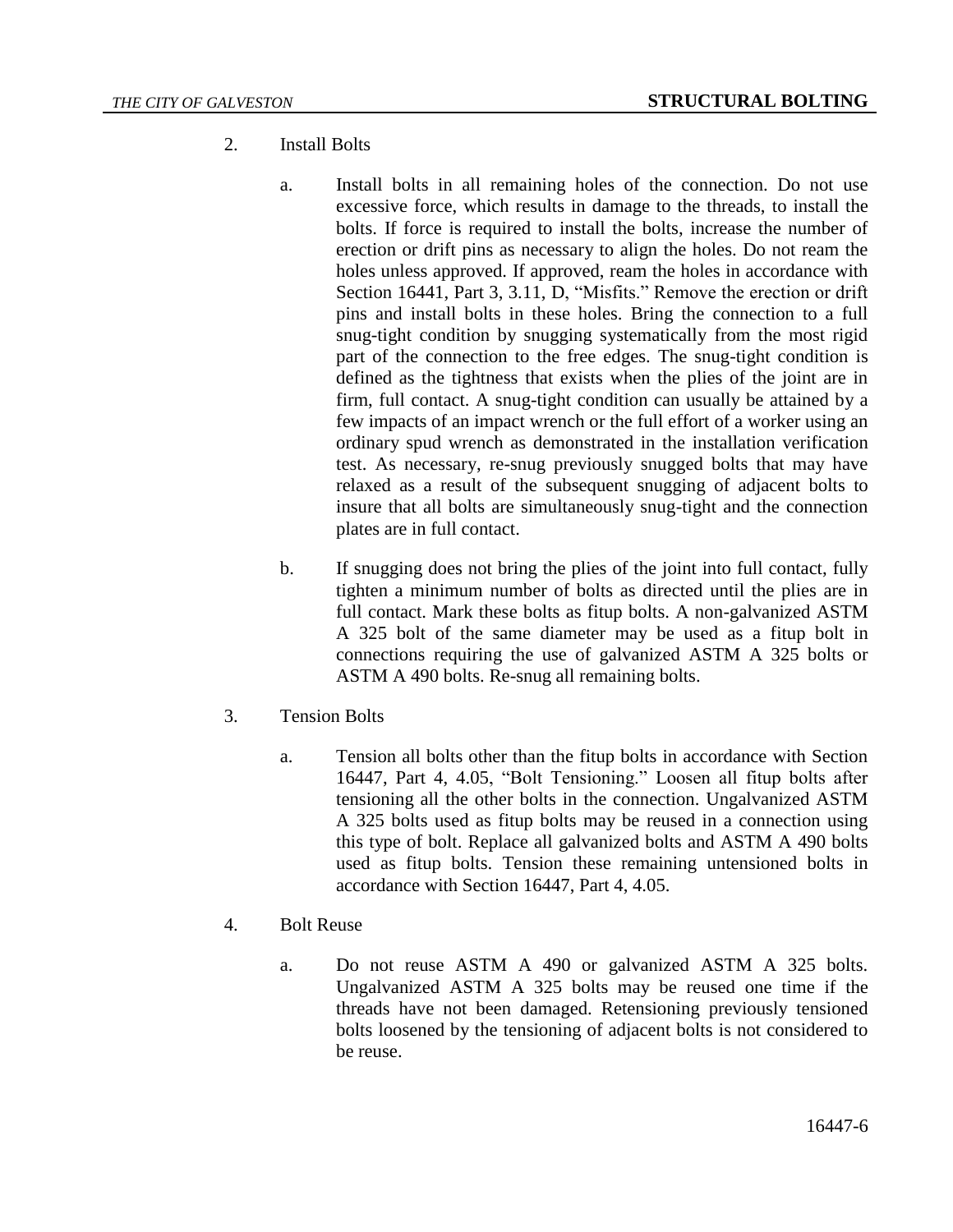2. Install Bolts

   a. Install bolts in all remaining holes of the connection. Do not use excessive force, which results in damage to the threads, to install the bolts. If force is required to install the bolts, increase the number of erection or drift pins as necessary to align the holes. Do not ream the holes unless approved. If approved, ream the holes in accordance with Section 16441, Part 3, 3.11, D, "Misfits." Remove the erection or drift pins and install bolts in these holes. Bring the connection to a full snug-tight condition by snugging systematically from the most rigid part of the connection to the free edges. The snug-tight condition is defined as the tightness that exists when the plies of the joint are in firm, full contact. A snug-tight condition can usually be attained by a few impacts of an impact wrench or the full effort of a worker using an ordinary spud wrench as demonstrated in the installation verification test. As necessary, re-snug previously snugged bolts that may have relaxed as a result of the subsequent snugging of adjacent bolts to insure that all bolts are simultaneously snug-tight and the connection plates are in full contact.

   b. If snugging does not bring the plies of the joint into full contact, fully tighten a minimum number of bolts as directed until the plies are in full contact. Mark these bolts as fitup bolts. A non-galvanized ASTM A 325 bolt of the same diameter may be used as a fitup bolt in connections requiring the use of galvanized ASTM A 325 bolts or ASTM A 490 bolts. Re-snug all remaining bolts.

3. Tension Bolts

   a. Tension all bolts other than the fitup bolts in accordance with Section 16447, Part 4, 4.05, "Bolt Tensioning." Loosen all fitup bolts after tensioning all the other bolts in the connection. Ungalvanized ASTM A 325 bolts used as fitup bolts may be reused in a connection using this type of bolt. Replace all galvanized bolts and ASTM A 490 bolts used as fitup bolts. Tension these remaining untensioned bolts in accordance with Section 16447, Part 4, 4.05.

4. Bolt Reuse

   a. Do not reuse ASTM A 490 or galvanized ASTM A 325 bolts. Ungalvanized ASTM A 325 bolts may be reused one time if the threads have not been damaged. Retensioning previously tensioned bolts loosened by the tensioning of adjacent bolts is not considered to be reuse.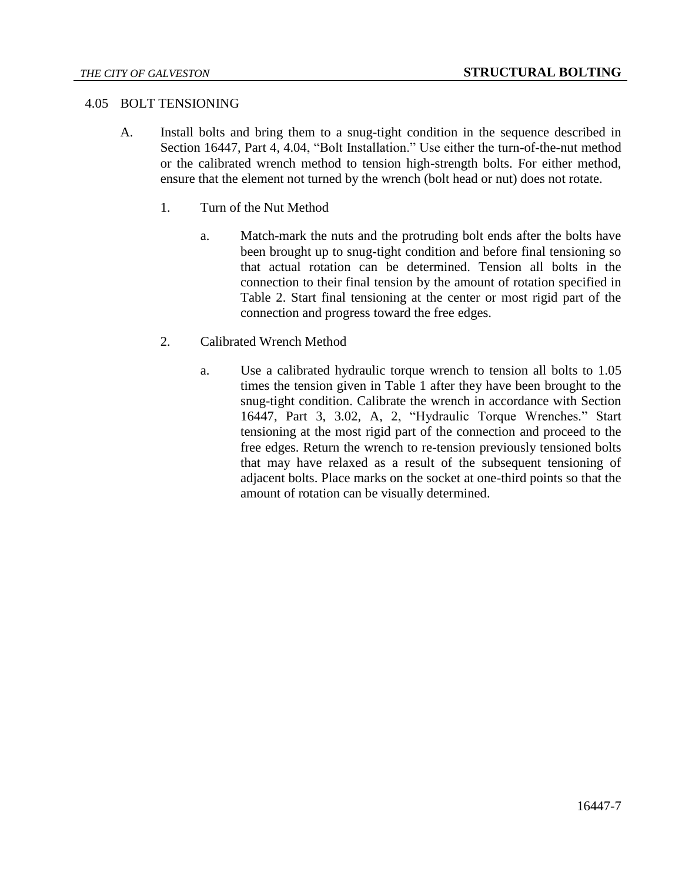## 4.05 BOLT TENSIONING

A. Install bolts and bring them to a snug-tight condition in the sequence described in Section 16447, Part 4, 4.04, "Bolt Installation." Use either the turn-of-the-nut method or the calibrated wrench method to tension high-strength bolts. For either method, ensure that the element not turned by the wrench (bolt head or nut) does not rotate.

1. Turn of the Nut Method

   a. Match-mark the nuts and the protruding bolt ends after the bolts have been brought up to snug-tight condition and before final tensioning so that actual rotation can be determined. Tension all bolts in the connection to their final tension by the amount of rotation specified in Table 2. Start final tensioning at the center or most rigid part of the connection and progress toward the free edges.

2. Calibrated Wrench Method

   a. Use a calibrated hydraulic torque wrench to tension all bolts to 1.05 times the tension given in Table 1 after they have been brought to the snug-tight condition. Calibrate the wrench in accordance with Section 16447, Part 3, 3.02, A, 2, "Hydraulic Torque Wrenches." Start tensioning at the most rigid part of the connection and proceed to the free edges. Return the wrench to re-tension previously tensioned bolts that may have relaxed as a result of the subsequent tensioning of adjacent bolts. Place marks on the socket at one-third points so that the amount of rotation can be visually determined.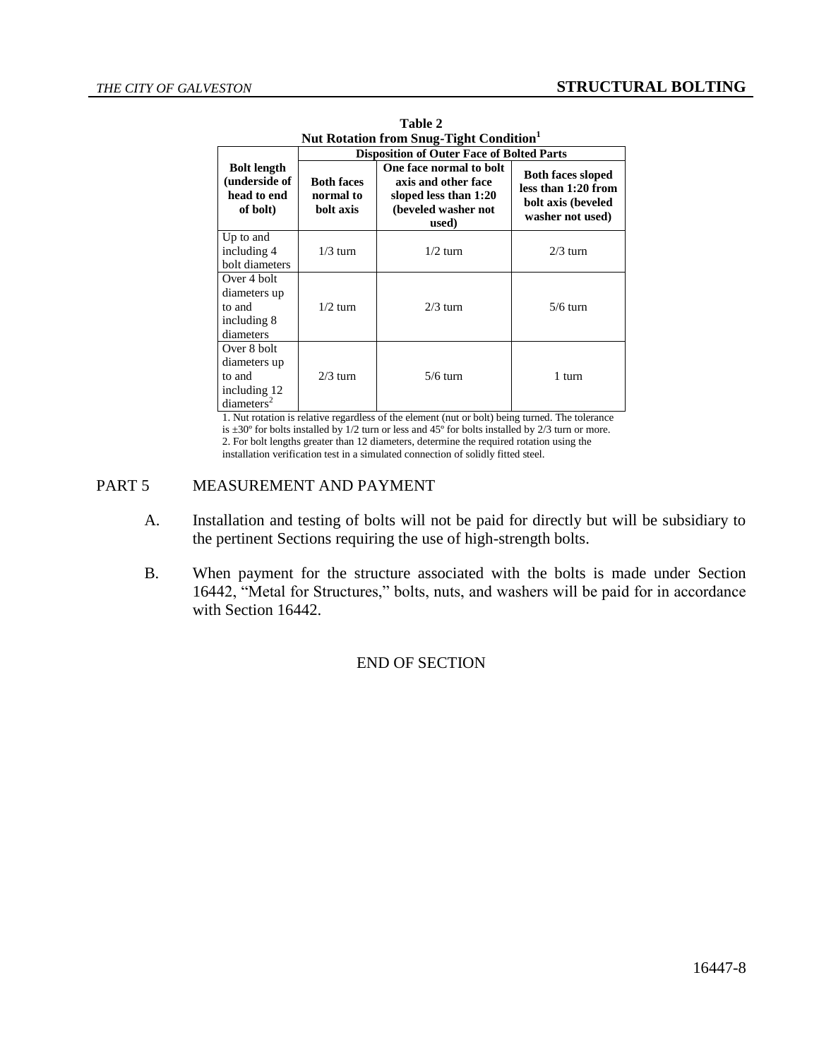**Table 2**
**Nut Rotation from Snug-Tight Condition[1]**

| Bolt length (underside of head to end of bolt) | Disposition of Outer Face of Bolted Parts | | |
|---|---|---|---|
| | **Both faces normal to bolt axis** | **One face normal to bolt axis and other face sloped less than 1:20 (beveled washer not used)** | **Both faces sloped less than 1:20 from bolt axis (beveled washer not used)** |
| Up to and including 4 bolt diameters | 1/3 turn | 1/2 turn | 2/3 turn |
| Over 4 bolt diameters up to and including 8 diameters | 1/2 turn | 2/3 turn | 5/6 turn |
| Over 8 bolt diameters up to and including 12 diameters[2] | 2/3 turn | 5/6 turn | 1 turn |

1. Nut rotation is relative regardless of the element (nut or bolt) being turned. The tolerance is ±30° for bolts installed by 1/2 turn or less and 45° for bolts installed by 2/3 turn or more.
2. For bolt lengths greater than 12 diameters, determine the required rotation using the installation verification test in a simulated connection of solidly fitted steel.

## PART 5 MEASUREMENT AND PAYMENT

A. Installation and testing of bolts will not be paid for directly but will be subsidiary to the pertinent Sections requiring the use of high-strength bolts.

B. When payment for the structure associated with the bolts is made under Section 16442, "Metal for Structures," bolts, nuts, and washers will be paid for in accordance with Section 16442.

END OF SECTION